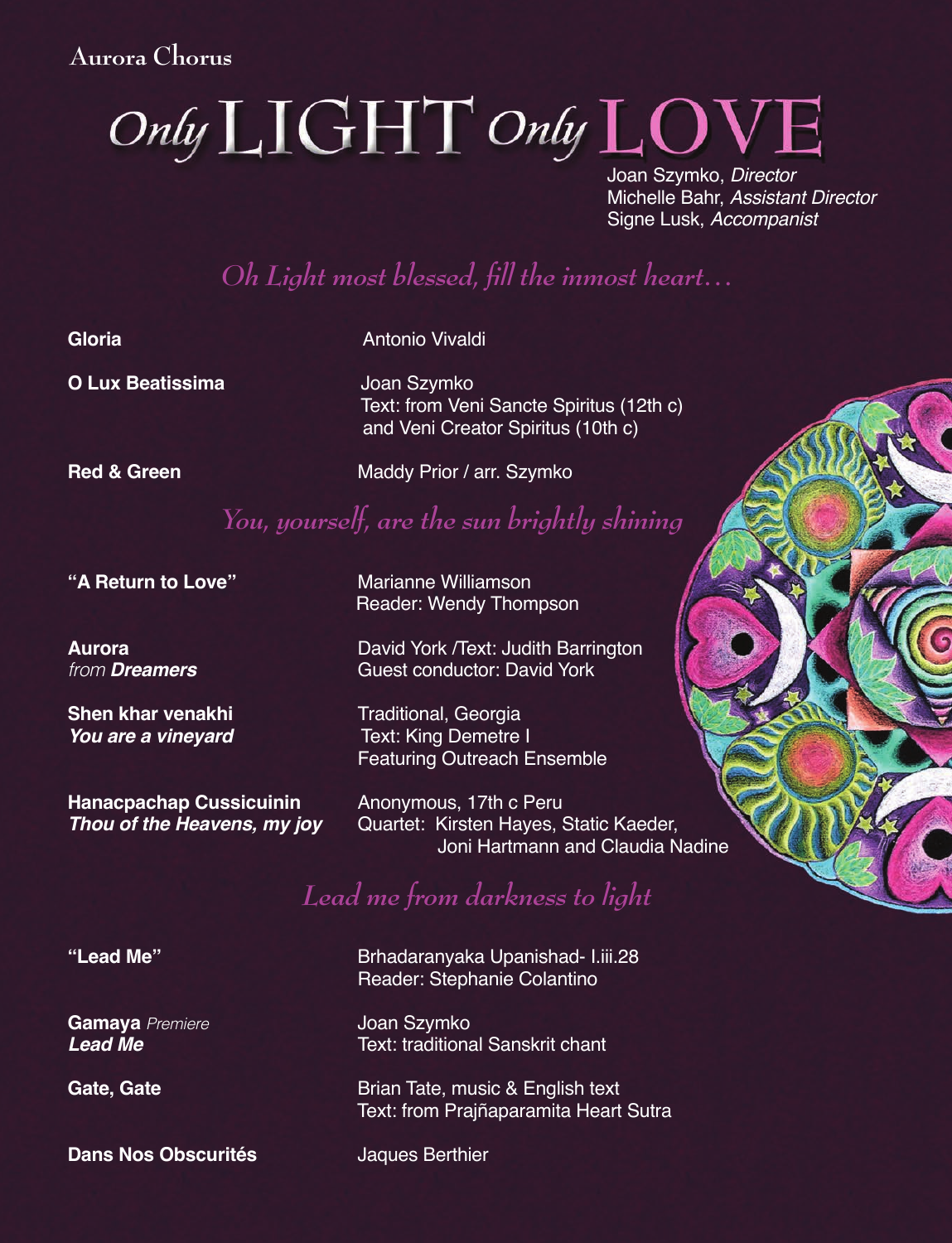Aurora Chorus

# *Only* LIGHT *Only* LOVE

Joan Szymko, *Director*
Michelle Bahr, *Assistant Director*
Signe Lusk, *Accompanist*

## *Oh Light most blessed, fill the inmost heart…*

**Gloria** — Antonio Vivaldi

**O Lux Beatissima** — Joan Szymko
Text: from Veni Sancte Spiritus (12th c) and Veni Creator Spiritus (10th c)

**Red & Green** — Maddy Prior / arr. Szymko

## *You, yourself, are the sun brightly shining*

**"A Return to Love"** — Marianne Williamson
Reader: Wendy Thompson

**Aurora**
*from* ***Dreamers*** — David York /Text: Judith Barrington
Guest conductor: David York

**Shen khar venakhi**
***You are a vineyard*** — Traditional, Georgia
Text: King Demetre I
Featuring Outreach Ensemble

**Hanacpachap Cussicuinin**
***Thou of the Heavens, my joy*** — Anonymous, 17th c Peru
Quartet: Kirsten Hayes, Static Kaeder, Joni Hartmann and Claudia Nadine

## *Lead me from darkness to light*

**"Lead Me"** — Brhadaranyaka Upanishad- I.iii.28
Reader: Stephanie Colantino

**Gamaya** *Premiere*
***Lead Me*** — Joan Szymko
Text: traditional Sanskrit chant

**Gate, Gate** — Brian Tate, music & English text
Text: from Prajñaparamita Heart Sutra

**Dans Nos Obscurités** — Jaques Berthier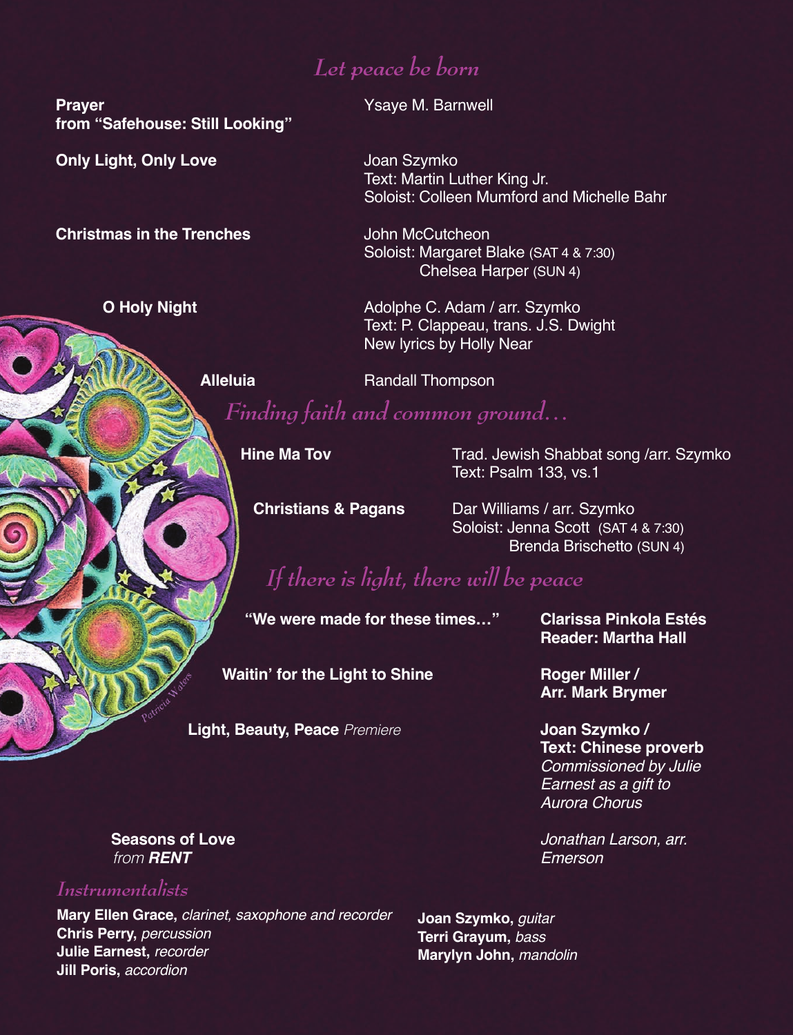## *Let peace be born*

**Prayer**
**from "Safehouse: Still Looking"**
Ysaye M. Barnwell

**Only Light, Only Love**
Joan Szymko
Text: Martin Luther King Jr.
Soloist: Colleen Mumford and Michelle Bahr

**Christmas in the Trenches**
John McCutcheon
Soloist: Margaret Blake (SAT 4 & 7:30)
Chelsea Harper (SUN 4)

**O Holy Night**
Adolphe C. Adam / arr. Szymko
Text: P. Clappeau, trans. J.S. Dwight
New lyrics by Holly Near

**Alleluia**
Randall Thompson

## *Finding faith and common ground…*

**Hine Ma Tov**
Trad. Jewish Shabbat song /arr. Szymko
Text: Psalm 133, vs.1

**Christians & Pagans**
Dar Williams / arr. Szymko
Soloist: Jenna Scott (SAT 4 & 7:30)
Brenda Brischetto (SUN 4)

## *If there is light, there will be peace*

**"We were made for these times…"**
**Clarissa Pinkola Estés**
**Reader: Martha Hall**

**Waitin' for the Light to Shine**
**Roger Miller /**
**Arr. Mark Brymer**

**Light, Beauty, Peace** *Premiere*
**Joan Szymko /**
**Text: Chinese proverb**
*Commissioned by Julie Earnest as a gift to Aurora Chorus*

**Seasons of Love**
*from* ***RENT***
*Jonathan Larson, arr. Emerson*

## *Instrumentalists*

**Mary Ellen Grace,** *clarinet, saxophone and recorder*
**Chris Perry,** *percussion*
**Julie Earnest,** *recorder*
**Jill Poris,** *accordion*
**Joan Szymko,** *guitar*
**Terri Grayum,** *bass*
**Marylyn John,** *mandolin*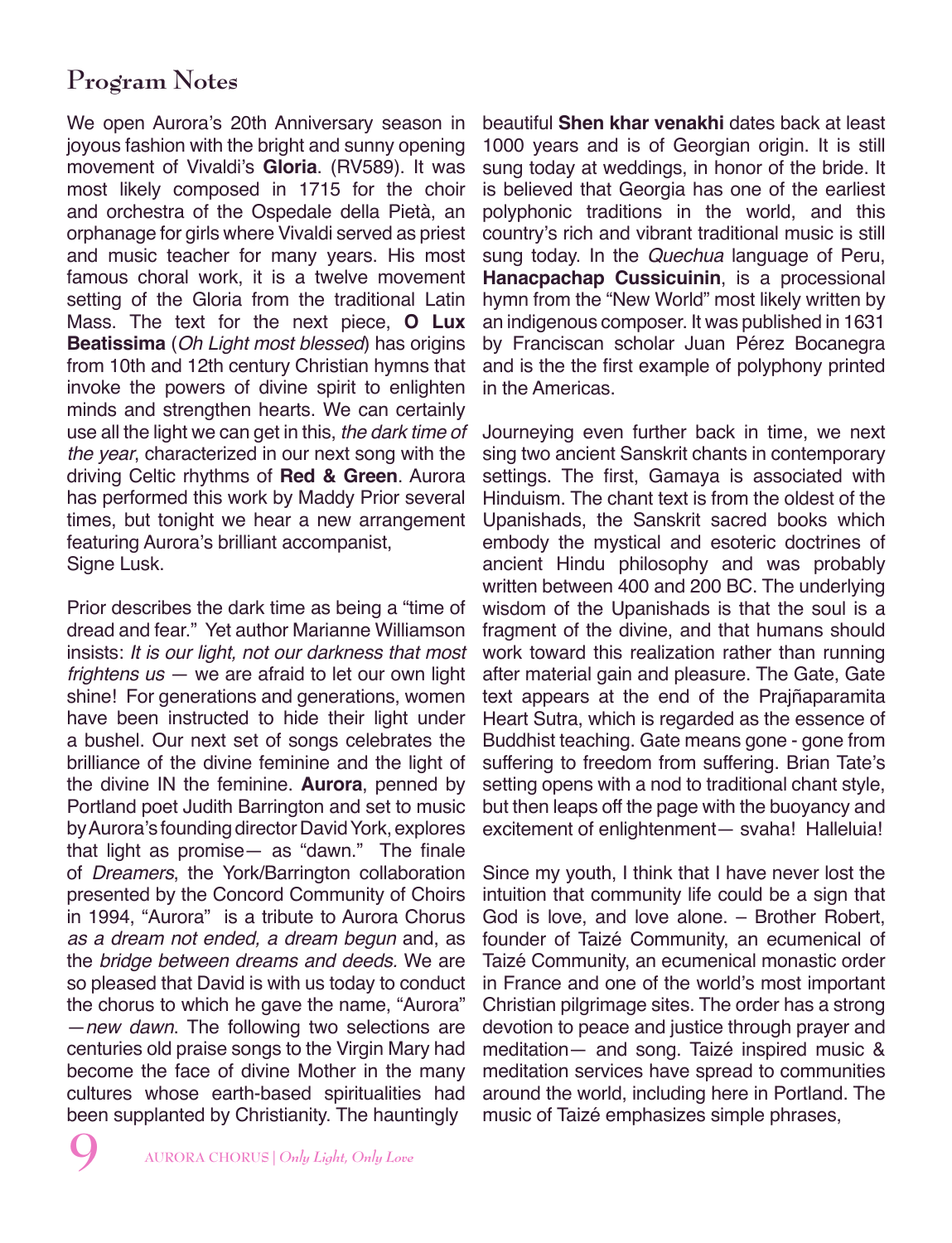## Program Notes

We open Aurora's 20th Anniversary season in joyous fashion with the bright and sunny opening movement of Vivaldi's **Gloria**. (RV589). It was most likely composed in 1715 for the choir and orchestra of the Ospedale della Pietà, an orphanage for girls where Vivaldi served as priest and music teacher for many years. His most famous choral work, it is a twelve movement setting of the Gloria from the traditional Latin Mass. The text for the next piece, **O Lux Beatissima** (*Oh Light most blessed*) has origins from 10th and 12th century Christian hymns that invoke the powers of divine spirit to enlighten minds and strengthen hearts. We can certainly use all the light we can get in this, *the dark time of the year*, characterized in our next song with the driving Celtic rhythms of **Red & Green**. Aurora has performed this work by Maddy Prior several times, but tonight we hear a new arrangement featuring Aurora's brilliant accompanist, Signe Lusk.

Prior describes the dark time as being a "time of dread and fear." Yet author Marianne Williamson insists: *It is our light, not our darkness that most frightens us* — we are afraid to let our own light shine! For generations and generations, women have been instructed to hide their light under a bushel. Our next set of songs celebrates the brilliance of the divine feminine and the light of the divine IN the feminine. **Aurora**, penned by Portland poet Judith Barrington and set to music by Aurora's founding director David York, explores that light as promise— as "dawn." The finale of *Dreamers*, the York/Barrington collaboration presented by the Concord Community of Choirs in 1994, "Aurora" is a tribute to Aurora Chorus *as a dream not ended, a dream begun* and, as the *bridge between dreams and deeds.* We are so pleased that David is with us today to conduct the chorus to which he gave the name, "Aurora" —*new dawn*. The following two selections are centuries old praise songs to the Virgin Mary had become the face of divine Mother in the many cultures whose earth-based spiritualities had been supplanted by Christianity. The hauntingly beautiful **Shen khar venakhi** dates back at least 1000 years and is of Georgian origin. It is still sung today at weddings, in honor of the bride. It is believed that Georgia has one of the earliest polyphonic traditions in the world, and this country's rich and vibrant traditional music is still sung today. In the *Quechua* language of Peru, **Hanacpachap Cussicuinin**, is a processional hymn from the "New World" most likely written by an indigenous composer. It was published in 1631 by Franciscan scholar Juan Pérez Bocanegra and is the the first example of polyphony printed in the Americas.

Journeying even further back in time, we next sing two ancient Sanskrit chants in contemporary settings. The first, Gamaya is associated with Hinduism. The chant text is from the oldest of the Upanishads, the Sanskrit sacred books which embody the mystical and esoteric doctrines of ancient Hindu philosophy and was probably written between 400 and 200 BC. The underlying wisdom of the Upanishads is that the soul is a fragment of the divine, and that humans should work toward this realization rather than running after material gain and pleasure. The Gate, Gate text appears at the end of the Prajñaparamita Heart Sutra, which is regarded as the essence of Buddhist teaching. Gate means gone - gone from suffering to freedom from suffering. Brian Tate's setting opens with a nod to traditional chant style, but then leaps off the page with the buoyancy and excitement of enlightenment— svaha! Halleluia!

Since my youth, I think that I have never lost the intuition that community life could be a sign that God is love, and love alone. – Brother Robert, founder of Taizé Community, an ecumenical of Taizé Community, an ecumenical monastic order in France and one of the world's most important Christian pilgrimage sites. The order has a strong devotion to peace and justice through prayer and meditation— and song. Taizé inspired music & meditation services have spread to communities around the world, including here in Portland. The music of Taizé emphasizes simple phrases,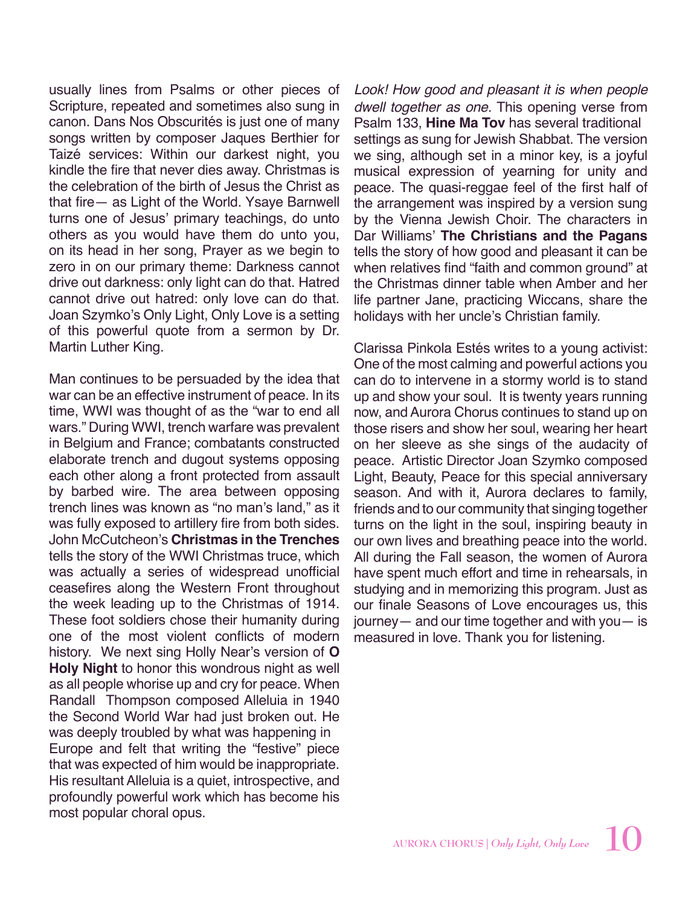usually lines from Psalms or other pieces of Scripture, repeated and sometimes also sung in canon. Dans Nos Obscurités is just one of many songs written by composer Jaques Berthier for Taizé services: Within our darkest night, you kindle the fire that never dies away. Christmas is the celebration of the birth of Jesus the Christ as that fire— as Light of the World. Ysaye Barnwell turns one of Jesus' primary teachings, do unto others as you would have them do unto you, on its head in her song, Prayer as we begin to zero in on our primary theme: Darkness cannot drive out darkness: only light can do that. Hatred cannot drive out hatred: only love can do that. Joan Szymko's Only Light, Only Love is a setting of this powerful quote from a sermon by Dr. Martin Luther King.

Man continues to be persuaded by the idea that war can be an effective instrument of peace. In its time, WWI was thought of as the "war to end all wars." During WWI, trench warfare was prevalent in Belgium and France; combatants constructed elaborate trench and dugout systems opposing each other along a front protected from assault by barbed wire. The area between opposing trench lines was known as "no man's land," as it was fully exposed to artillery fire from both sides. John McCutcheon's **Christmas in the Trenches** tells the story of the WWI Christmas truce, which was actually a series of widespread unofficial ceasefires along the Western Front throughout the week leading up to the Christmas of 1914. These foot soldiers chose their humanity during one of the most violent conflicts of modern history. We next sing Holly Near's version of **O Holy Night** to honor this wondrous night as well as all people whorise up and cry for peace. When Randall Thompson composed Alleluia in 1940 the Second World War had just broken out. He was deeply troubled by what was happening in Europe and felt that writing the "festive" piece that was expected of him would be inappropriate. His resultant Alleluia is a quiet, introspective, and profoundly powerful work which has become his most popular choral opus.

*Look! How good and pleasant it is when people dwell together as one.* This opening verse from Psalm 133, **Hine Ma Tov** has several traditional settings as sung for Jewish Shabbat. The version we sing, although set in a minor key, is a joyful musical expression of yearning for unity and peace. The quasi-reggae feel of the first half of the arrangement was inspired by a version sung by the Vienna Jewish Choir. The characters in Dar Williams' **The Christians and the Pagans** tells the story of how good and pleasant it can be when relatives find "faith and common ground" at the Christmas dinner table when Amber and her life partner Jane, practicing Wiccans, share the holidays with her uncle's Christian family.

Clarissa Pinkola Estés writes to a young activist: One of the most calming and powerful actions you can do to intervene in a stormy world is to stand up and show your soul. It is twenty years running now, and Aurora Chorus continues to stand up on those risers and show her soul, wearing her heart on her sleeve as she sings of the audacity of peace. Artistic Director Joan Szymko composed Light, Beauty, Peace for this special anniversary season. And with it, Aurora declares to family, friends and to our community that singing together turns on the light in the soul, inspiring beauty in our own lives and breathing peace into the world. All during the Fall season, the women of Aurora have spent much effort and time in rehearsals, in studying and in memorizing this program. Just as our finale Seasons of Love encourages us, this journey— and our time together and with you— is measured in love. Thank you for listening.